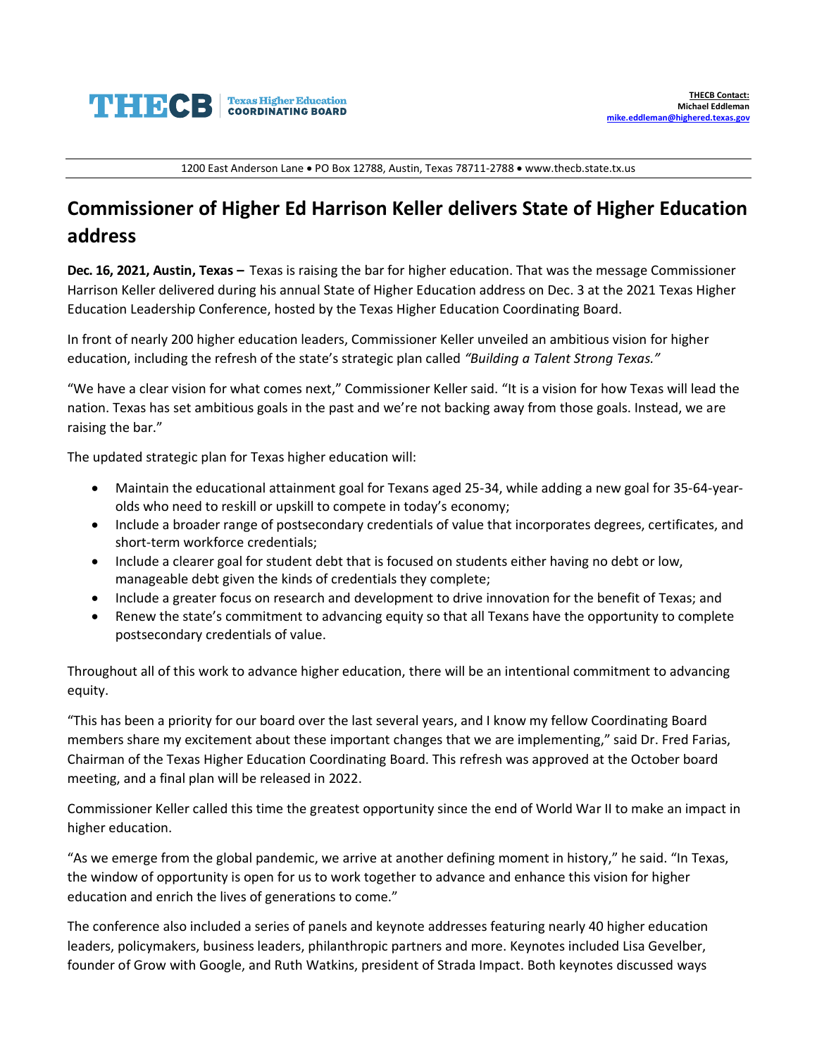**THECB** Texas Higher Education COORDINATING BOARD

**THECB Contact:**
**Michael Eddleman**
**mike.eddleman@highered.texas.gov**

1200 East Anderson Lane • PO Box 12788, Austin, Texas 78711-2788 • www.thecb.state.tx.us

# Commissioner of Higher Ed Harrison Keller delivers State of Higher Education address

**Dec. 16, 2021, Austin, Texas –** Texas is raising the bar for higher education. That was the message Commissioner Harrison Keller delivered during his annual State of Higher Education address on Dec. 3 at the 2021 Texas Higher Education Leadership Conference, hosted by the Texas Higher Education Coordinating Board.

In front of nearly 200 higher education leaders, Commissioner Keller unveiled an ambitious vision for higher education, including the refresh of the state's strategic plan called *"Building a Talent Strong Texas."*

"We have a clear vision for what comes next," Commissioner Keller said. "It is a vision for how Texas will lead the nation. Texas has set ambitious goals in the past and we're not backing away from those goals. Instead, we are raising the bar."

The updated strategic plan for Texas higher education will:

- Maintain the educational attainment goal for Texans aged 25-34, while adding a new goal for 35-64-year-olds who need to reskill or upskill to compete in today's economy;
- Include a broader range of postsecondary credentials of value that incorporates degrees, certificates, and short-term workforce credentials;
- Include a clearer goal for student debt that is focused on students either having no debt or low, manageable debt given the kinds of credentials they complete;
- Include a greater focus on research and development to drive innovation for the benefit of Texas; and
- Renew the state's commitment to advancing equity so that all Texans have the opportunity to complete postsecondary credentials of value.

Throughout all of this work to advance higher education, there will be an intentional commitment to advancing equity.

"This has been a priority for our board over the last several years, and I know my fellow Coordinating Board members share my excitement about these important changes that we are implementing," said Dr. Fred Farias, Chairman of the Texas Higher Education Coordinating Board. This refresh was approved at the October board meeting, and a final plan will be released in 2022.

Commissioner Keller called this time the greatest opportunity since the end of World War II to make an impact in higher education.

"As we emerge from the global pandemic, we arrive at another defining moment in history," he said. "In Texas, the window of opportunity is open for us to work together to advance and enhance this vision for higher education and enrich the lives of generations to come."

The conference also included a series of panels and keynote addresses featuring nearly 40 higher education leaders, policymakers, business leaders, philanthropic partners and more. Keynotes included Lisa Gevelber, founder of Grow with Google, and Ruth Watkins, president of Strada Impact. Both keynotes discussed ways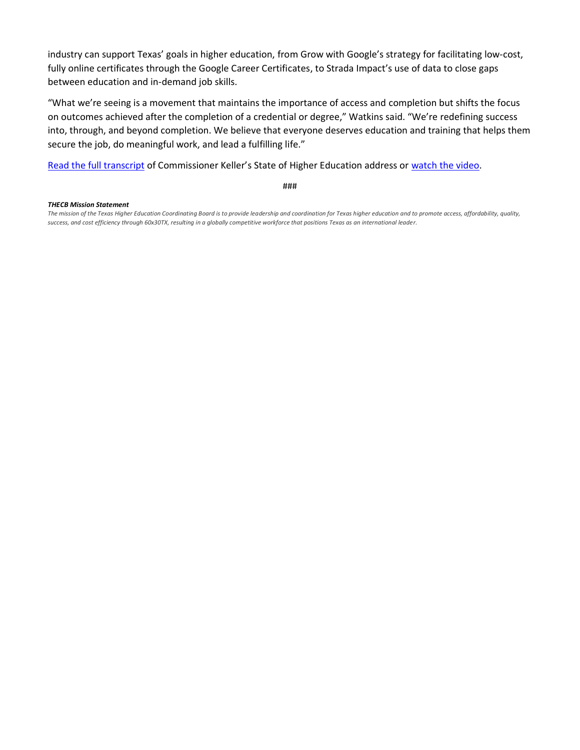industry can support Texas' goals in higher education, from Grow with Google's strategy for facilitating low-cost, fully online certificates through the Google Career Certificates, to Strada Impact's use of data to close gaps between education and in-demand job skills.

"What we're seeing is a movement that maintains the importance of access and completion but shifts the focus on outcomes achieved after the completion of a credential or degree," Watkins said. "We're redefining success into, through, and beyond completion. We believe that everyone deserves education and training that helps them secure the job, do meaningful work, and lead a fulfilling life."

Read the full transcript of Commissioner Keller's State of Higher Education address or watch the video.

###

***THECB Mission Statement***

*The mission of the Texas Higher Education Coordinating Board is to provide leadership and coordination for Texas higher education and to promote access, affordability, quality, success, and cost efficiency through 60x30TX, resulting in a globally competitive workforce that positions Texas as an international leader.*